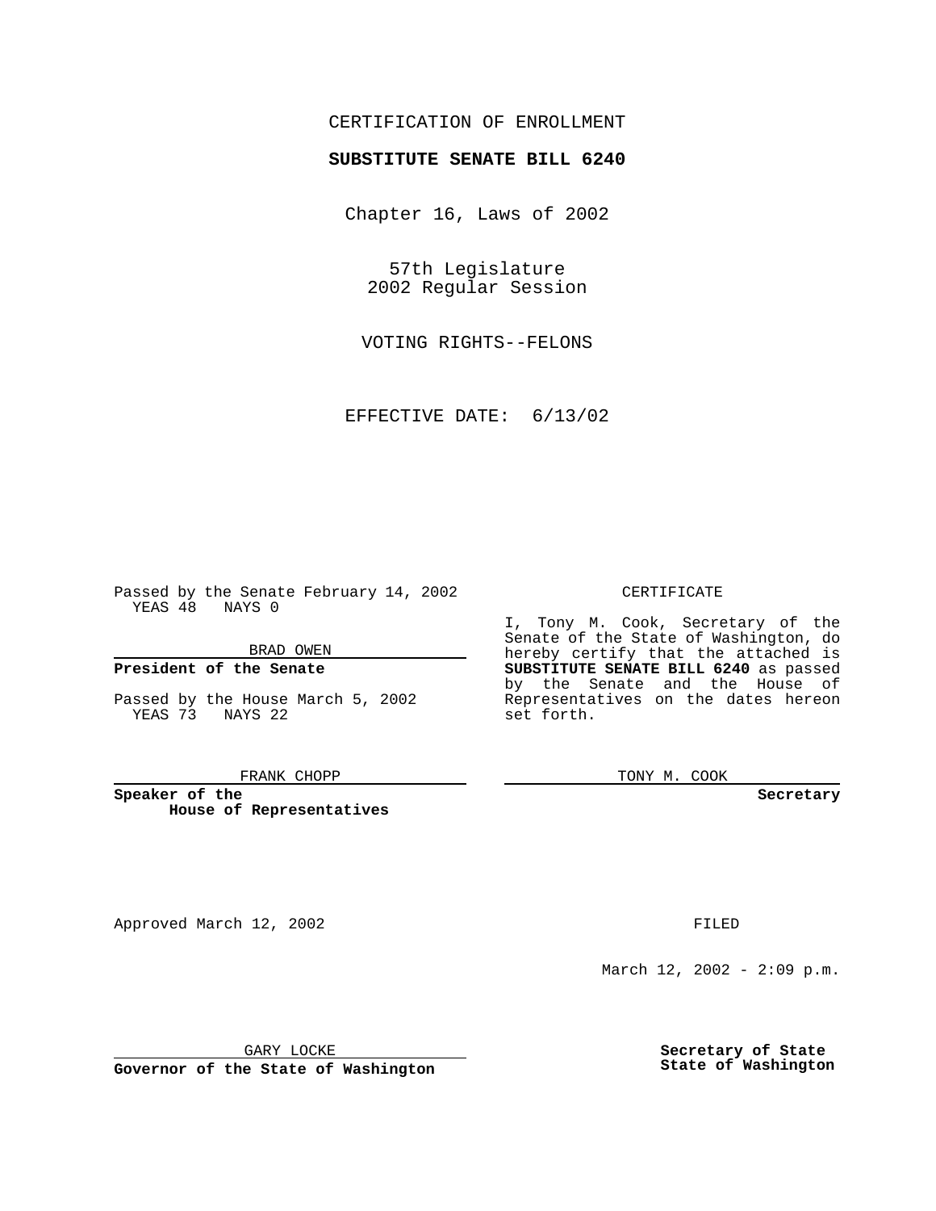CERTIFICATION OF ENROLLMENT

**SUBSTITUTE SENATE BILL 6240**

Chapter 16, Laws of 2002

57th Legislature
2002 Regular Session

VOTING RIGHTS--FELONS

EFFECTIVE DATE: 6/13/02

Passed by the Senate February 14, 2002
YEAS 48 NAYS 0

BRAD OWEN

**President of the Senate**

Passed by the House March 5, 2002
YEAS 73 NAYS 22

FRANK CHOPP

**Speaker of the House of Representatives**

CERTIFICATE

I, Tony M. Cook, Secretary of the Senate of the State of Washington, do hereby certify that the attached is **SUBSTITUTE SENATE BILL 6240** as passed by the Senate and the House of Representatives on the dates hereon set forth.

TONY M. COOK

**Secretary**

Approved March 12, 2002

FILED

March 12, 2002 - 2:09 p.m.

GARY LOCKE

**Governor of the State of Washington**

**Secretary of State State of Washington**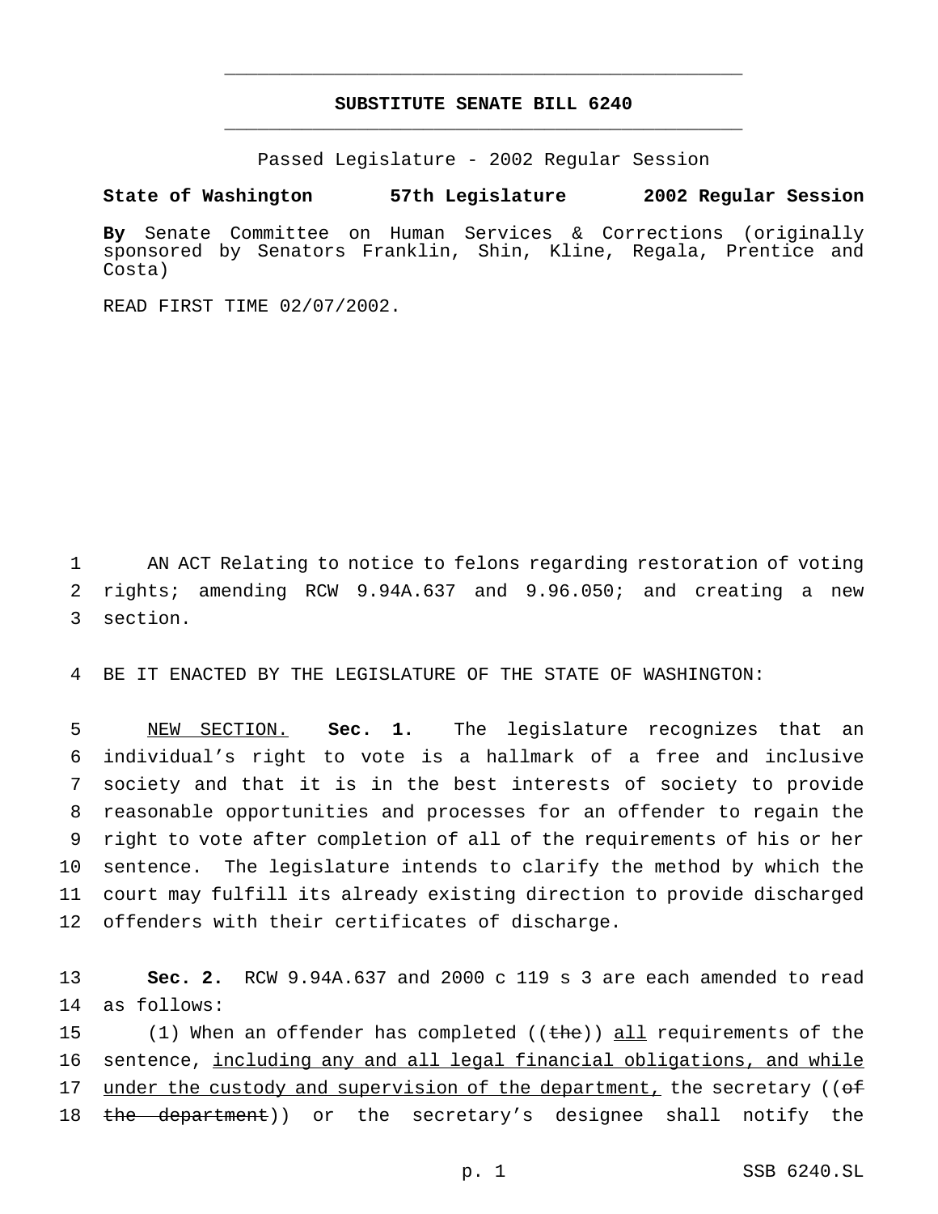# SUBSTITUTE SENATE BILL 6240

Passed Legislature - 2002 Regular Session

**State of Washington 57th Legislature 2002 Regular Session**

**By** Senate Committee on Human Services & Corrections (originally sponsored by Senators Franklin, Shin, Kline, Regala, Prentice and Costa)

READ FIRST TIME 02/07/2002.

1 AN ACT Relating to notice to felons regarding restoration of voting
2 rights; amending RCW 9.94A.637 and 9.96.050; and creating a new
3 section.

4 BE IT ENACTED BY THE LEGISLATURE OF THE STATE OF WASHINGTON:

5 NEW SECTION. **Sec. 1.** The legislature recognizes that an
6 individual's right to vote is a hallmark of a free and inclusive
7 society and that it is in the best interests of society to provide
8 reasonable opportunities and processes for an offender to regain the
9 right to vote after completion of all of the requirements of his or her
10 sentence. The legislature intends to clarify the method by which the
11 court may fulfill its already existing direction to provide discharged
12 offenders with their certificates of discharge.

13 **Sec. 2.** RCW 9.94A.637 and 2000 c 119 s 3 are each amended to read
14 as follows:

15 (1) When an offender has completed ((~~the~~)) all requirements of the
16 sentence, including any and all legal financial obligations, and while
17 under the custody and supervision of the department, the secretary ((~~of~~
18 ~~the department~~)) or the secretary's designee shall notify the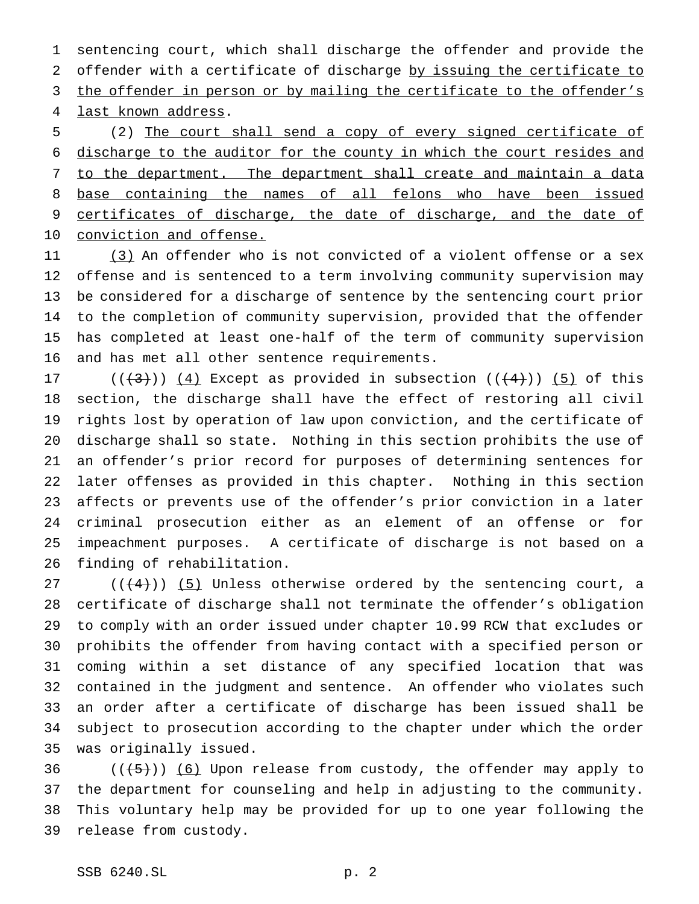sentencing court, which shall discharge the offender and provide the offender with a certificate of discharge by issuing the certificate to the offender in person or by mailing the certificate to the offender's last known address.

(2) The court shall send a copy of every signed certificate of discharge to the auditor for the county in which the court resides and to the department. The department shall create and maintain a data base containing the names of all felons who have been issued certificates of discharge, the date of discharge, and the date of conviction and offense.

(3) An offender who is not convicted of a violent offense or a sex offense and is sentenced to a term involving community supervision may be considered for a discharge of sentence by the sentencing court prior to the completion of community supervision, provided that the offender has completed at least one-half of the term of community supervision and has met all other sentence requirements.

(((3))) (4) Except as provided in subsection (((4))) (5) of this section, the discharge shall have the effect of restoring all civil rights lost by operation of law upon conviction, and the certificate of discharge shall so state. Nothing in this section prohibits the use of an offender's prior record for purposes of determining sentences for later offenses as provided in this chapter. Nothing in this section affects or prevents use of the offender's prior conviction in a later criminal prosecution either as an element of an offense or for impeachment purposes. A certificate of discharge is not based on a finding of rehabilitation.

(((4))) (5) Unless otherwise ordered by the sentencing court, a certificate of discharge shall not terminate the offender's obligation to comply with an order issued under chapter 10.99 RCW that excludes or prohibits the offender from having contact with a specified person or coming within a set distance of any specified location that was contained in the judgment and sentence. An offender who violates such an order after a certificate of discharge has been issued shall be subject to prosecution according to the chapter under which the order was originally issued.

(((5))) (6) Upon release from custody, the offender may apply to the department for counseling and help in adjusting to the community. This voluntary help may be provided for up to one year following the release from custody.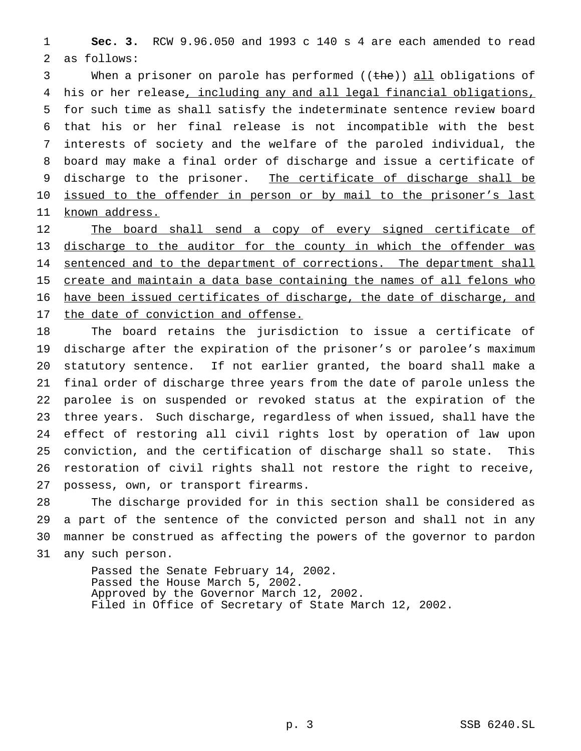**Sec. 3.** RCW 9.96.050 and 1993 c 140 s 4 are each amended to read as follows:

When a prisoner on parole has performed ((~~the~~)) <u>all</u> obligations of his or her release<u>, including any and all legal financial obligations,</u> for such time as shall satisfy the indeterminate sentence review board that his or her final release is not incompatible with the best interests of society and the welfare of the paroled individual, the board may make a final order of discharge and issue a certificate of discharge to the prisoner. <u>The certificate of discharge shall be issued to the offender in person or by mail to the prisoner's last known address.</u>

<u>The board shall send a copy of every signed certificate of discharge to the auditor for the county in which the offender was sentenced and to the department of corrections. The department shall create and maintain a data base containing the names of all felons who have been issued certificates of discharge, the date of discharge, and the date of conviction and offense.</u>

The board retains the jurisdiction to issue a certificate of discharge after the expiration of the prisoner's or parolee's maximum statutory sentence. If not earlier granted, the board shall make a final order of discharge three years from the date of parole unless the parolee is on suspended or revoked status at the expiration of the three years. Such discharge, regardless of when issued, shall have the effect of restoring all civil rights lost by operation of law upon conviction, and the certification of discharge shall so state. This restoration of civil rights shall not restore the right to receive, possess, own, or transport firearms.

The discharge provided for in this section shall be considered as a part of the sentence of the convicted person and shall not in any manner be construed as affecting the powers of the governor to pardon any such person.

Passed the Senate February 14, 2002.
Passed the House March 5, 2002.
Approved by the Governor March 12, 2002.
Filed in Office of Secretary of State March 12, 2002.